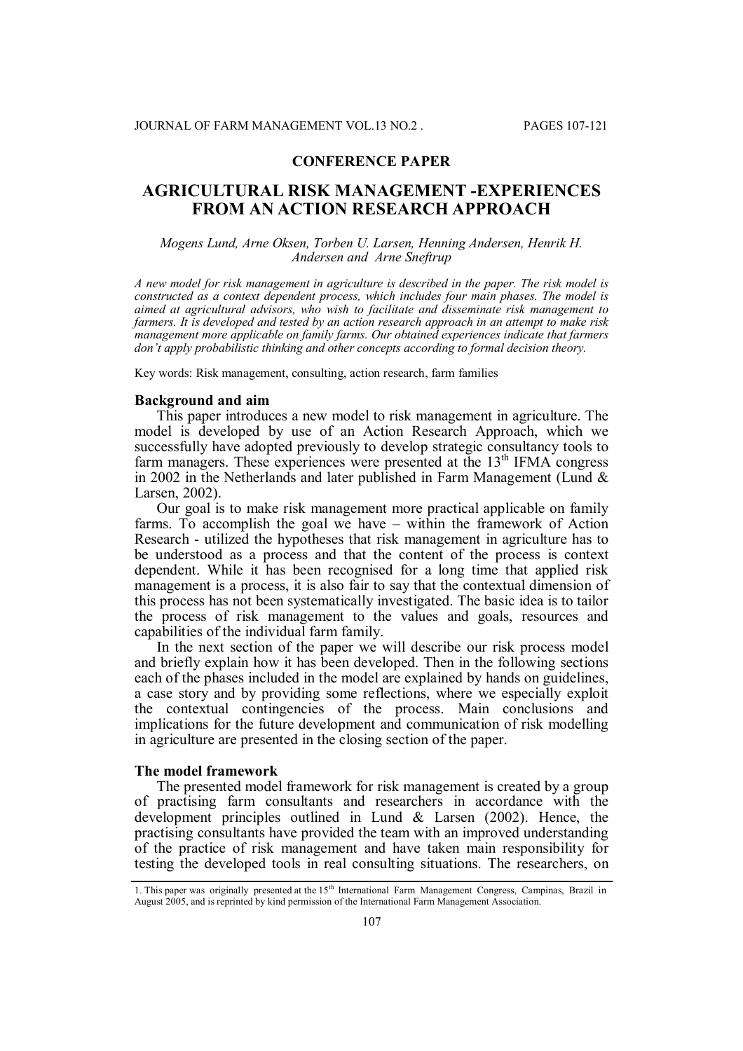**CONFERENCE PAPER**

# AGRICULTURAL RISK MANAGEMENT -EXPERIENCES FROM AN ACTION RESEARCH APPROACH

*Mogens Lund, Arne Oksen, Torben U. Larsen, Henning Andersen, Henrik H. Andersen and Arne Sneftrup*

*A new model for risk management in agriculture is described in the paper. The risk model is constructed as a context dependent process, which includes four main phases. The model is aimed at agricultural advisors, who wish to facilitate and disseminate risk management to farmers. It is developed and tested by an action research approach in an attempt to make risk management more applicable on family farms. Our obtained experiences indicate that farmers don't apply probabilistic thinking and other concepts according to formal decision theory.*

Key words: Risk management, consulting, action research, farm families

## Background and aim

This paper introduces a new model to risk management in agriculture. The model is developed by use of an Action Research Approach, which we successfully have adopted previously to develop strategic consultancy tools to farm managers. These experiences were presented at the 13th IFMA congress in 2002 in the Netherlands and later published in Farm Management (Lund & Larsen, 2002).

Our goal is to make risk management more practical applicable on family farms. To accomplish the goal we have – within the framework of Action Research - utilized the hypotheses that risk management in agriculture has to be understood as a process and that the content of the process is context dependent. While it has been recognised for a long time that applied risk management is a process, it is also fair to say that the contextual dimension of this process has not been systematically investigated. The basic idea is to tailor the process of risk management to the values and goals, resources and capabilities of the individual farm family.

In the next section of the paper we will describe our risk process model and briefly explain how it has been developed. Then in the following sections each of the phases included in the model are explained by hands on guidelines, a case story and by providing some reflections, where we especially exploit the contextual contingencies of the process. Main conclusions and implications for the future development and communication of risk modelling in agriculture are presented in the closing section of the paper.

## The model framework

The presented model framework for risk management is created by a group of practising farm consultants and researchers in accordance with the development principles outlined in Lund & Larsen (2002). Hence, the practising consultants have provided the team with an improved understanding of the practice of risk management and have taken main responsibility for testing the developed tools in real consulting situations. The researchers, on

---

1. This paper was originally presented at the 15th International Farm Management Congress, Campinas, Brazil in August 2005, and is reprinted by kind permission of the International Farm Management Association.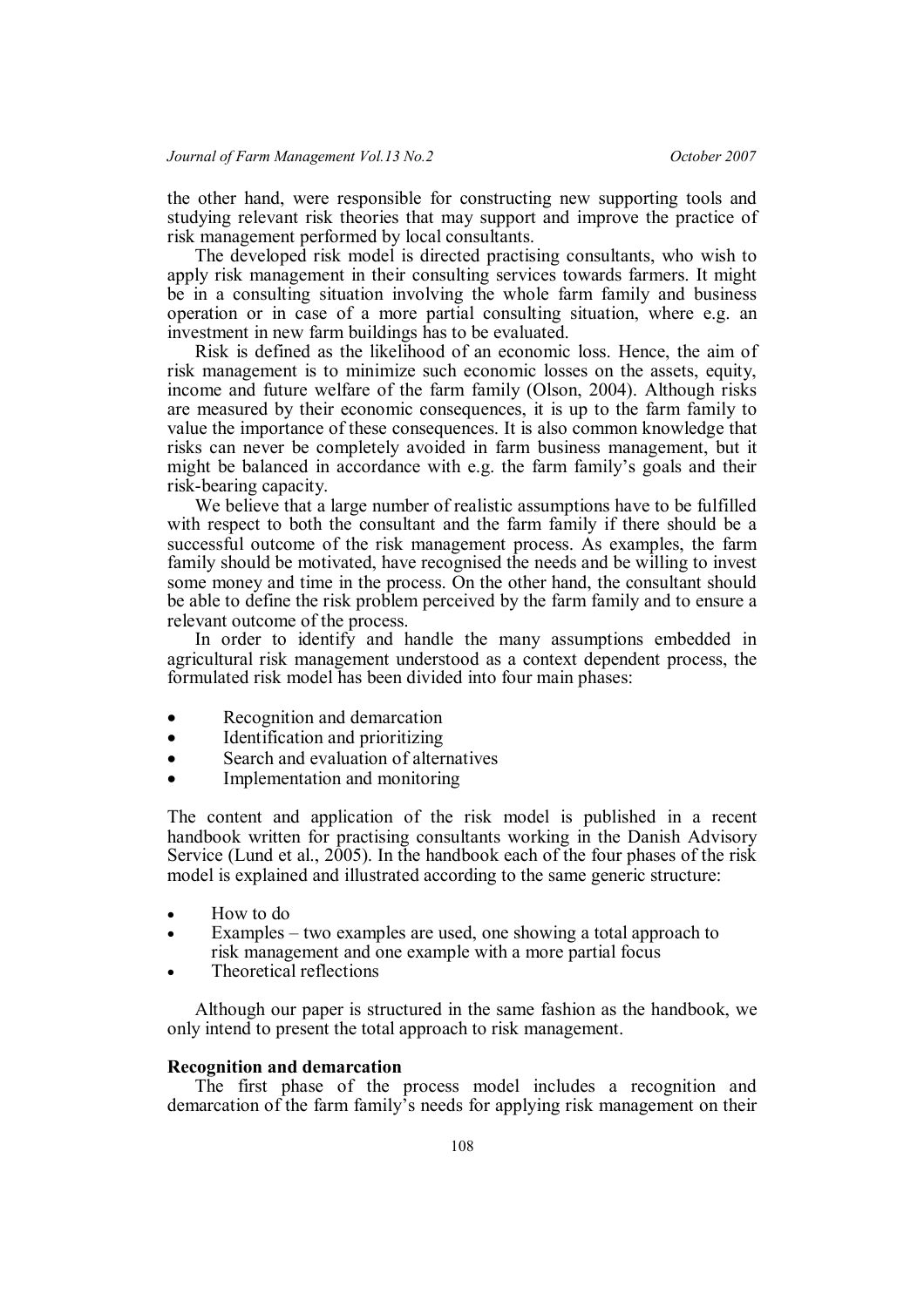the other hand, were responsible for constructing new supporting tools and studying relevant risk theories that may support and improve the practice of risk management performed by local consultants.

The developed risk model is directed practising consultants, who wish to apply risk management in their consulting services towards farmers. It might be in a consulting situation involving the whole farm family and business operation or in case of a more partial consulting situation, where e.g. an investment in new farm buildings has to be evaluated.

Risk is defined as the likelihood of an economic loss. Hence, the aim of risk management is to minimize such economic losses on the assets, equity, income and future welfare of the farm family (Olson, 2004). Although risks are measured by their economic consequences, it is up to the farm family to value the importance of these consequences. It is also common knowledge that risks can never be completely avoided in farm business management, but it might be balanced in accordance with e.g. the farm family's goals and their risk-bearing capacity.

We believe that a large number of realistic assumptions have to be fulfilled with respect to both the consultant and the farm family if there should be a successful outcome of the risk management process. As examples, the farm family should be motivated, have recognised the needs and be willing to invest some money and time in the process. On the other hand, the consultant should be able to define the risk problem perceived by the farm family and to ensure a relevant outcome of the process.

In order to identify and handle the many assumptions embedded in agricultural risk management understood as a context dependent process, the formulated risk model has been divided into four main phases:

- Recognition and demarcation
- Identification and prioritizing
- Search and evaluation of alternatives
- Implementation and monitoring

The content and application of the risk model is published in a recent handbook written for practising consultants working in the Danish Advisory Service (Lund et al., 2005). In the handbook each of the four phases of the risk model is explained and illustrated according to the same generic structure:

- How to do
- Examples – two examples are used, one showing a total approach to risk management and one example with a more partial focus
- Theoretical reflections

Although our paper is structured in the same fashion as the handbook, we only intend to present the total approach to risk management.

**Recognition and demarcation**

The first phase of the process model includes a recognition and demarcation of the farm family's needs for applying risk management on their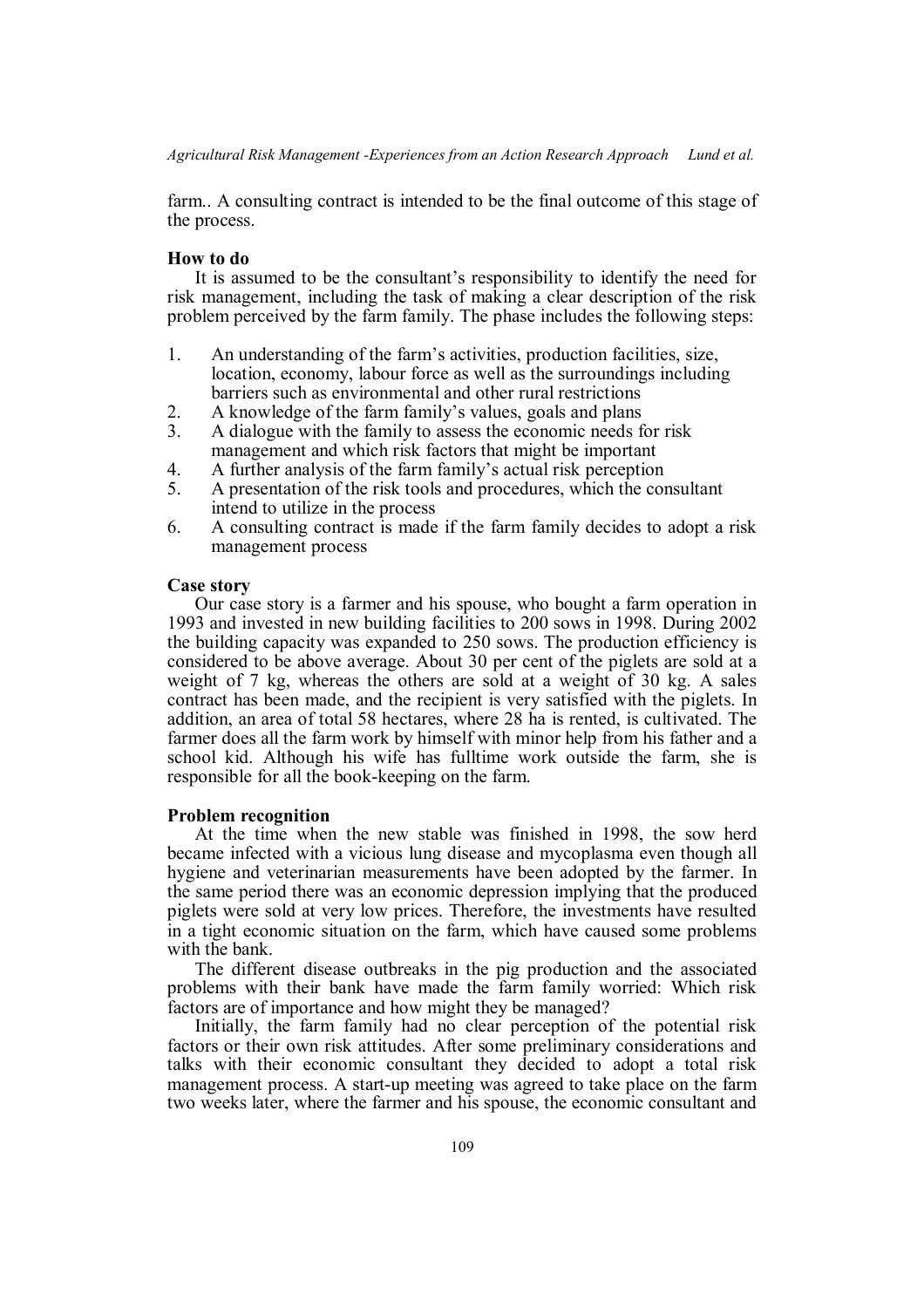farm.. A consulting contract is intended to be the final outcome of this stage of the process.

**How to do**

It is assumed to be the consultant's responsibility to identify the need for risk management, including the task of making a clear description of the risk problem perceived by the farm family. The phase includes the following steps:

1. An understanding of the farm's activities, production facilities, size, location, economy, labour force as well as the surroundings including barriers such as environmental and other rural restrictions
2. A knowledge of the farm family's values, goals and plans
3. A dialogue with the family to assess the economic needs for risk management and which risk factors that might be important
4. A further analysis of the farm family's actual risk perception
5. A presentation of the risk tools and procedures, which the consultant intend to utilize in the process
6. A consulting contract is made if the farm family decides to adopt a risk management process

**Case story**

Our case story is a farmer and his spouse, who bought a farm operation in 1993 and invested in new building facilities to 200 sows in 1998. During 2002 the building capacity was expanded to 250 sows. The production efficiency is considered to be above average. About 30 per cent of the piglets are sold at a weight of 7 kg, whereas the others are sold at a weight of 30 kg. A sales contract has been made, and the recipient is very satisfied with the piglets. In addition, an area of total 58 hectares, where 28 ha is rented, is cultivated. The farmer does all the farm work by himself with minor help from his father and a school kid. Although his wife has fulltime work outside the farm, she is responsible for all the book-keeping on the farm.

**Problem recognition**

At the time when the new stable was finished in 1998, the sow herd became infected with a vicious lung disease and mycoplasma even though all hygiene and veterinarian measurements have been adopted by the farmer. In the same period there was an economic depression implying that the produced piglets were sold at very low prices. Therefore, the investments have resulted in a tight economic situation on the farm, which have caused some problems with the bank.

The different disease outbreaks in the pig production and the associated problems with their bank have made the farm family worried: Which risk factors are of importance and how might they be managed?

Initially, the farm family had no clear perception of the potential risk factors or their own risk attitudes. After some preliminary considerations and talks with their economic consultant they decided to adopt a total risk management process. A start-up meeting was agreed to take place on the farm two weeks later, where the farmer and his spouse, the economic consultant and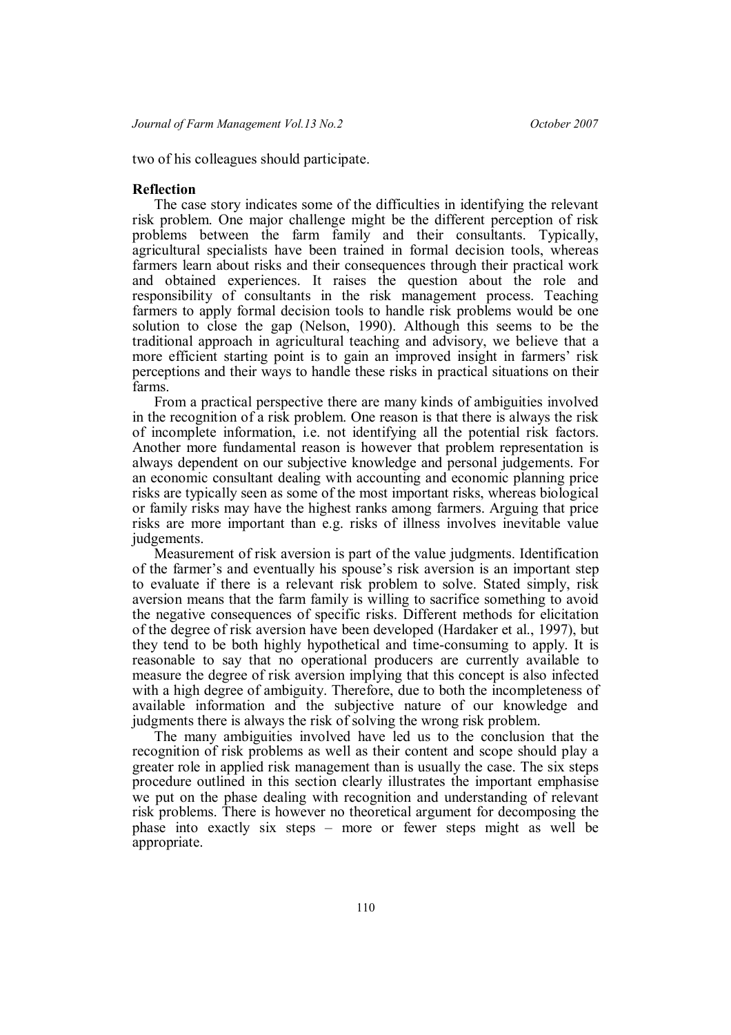two of his colleagues should participate.

**Reflection**

The case story indicates some of the difficulties in identifying the relevant risk problem. One major challenge might be the different perception of risk problems between the farm family and their consultants. Typically, agricultural specialists have been trained in formal decision tools, whereas farmers learn about risks and their consequences through their practical work and obtained experiences. It raises the question about the role and responsibility of consultants in the risk management process. Teaching farmers to apply formal decision tools to handle risk problems would be one solution to close the gap (Nelson, 1990). Although this seems to be the traditional approach in agricultural teaching and advisory, we believe that a more efficient starting point is to gain an improved insight in farmers' risk perceptions and their ways to handle these risks in practical situations on their farms.

From a practical perspective there are many kinds of ambiguities involved in the recognition of a risk problem. One reason is that there is always the risk of incomplete information, i.e. not identifying all the potential risk factors. Another more fundamental reason is however that problem representation is always dependent on our subjective knowledge and personal judgements. For an economic consultant dealing with accounting and economic planning price risks are typically seen as some of the most important risks, whereas biological or family risks may have the highest ranks among farmers. Arguing that price risks are more important than e.g. risks of illness involves inevitable value judgements.

Measurement of risk aversion is part of the value judgments. Identification of the farmer's and eventually his spouse's risk aversion is an important step to evaluate if there is a relevant risk problem to solve. Stated simply, risk aversion means that the farm family is willing to sacrifice something to avoid the negative consequences of specific risks. Different methods for elicitation of the degree of risk aversion have been developed (Hardaker et al., 1997), but they tend to be both highly hypothetical and time-consuming to apply. It is reasonable to say that no operational producers are currently available to measure the degree of risk aversion implying that this concept is also infected with a high degree of ambiguity. Therefore, due to both the incompleteness of available information and the subjective nature of our knowledge and judgments there is always the risk of solving the wrong risk problem.

The many ambiguities involved have led us to the conclusion that the recognition of risk problems as well as their content and scope should play a greater role in applied risk management than is usually the case. The six steps procedure outlined in this section clearly illustrates the important emphasise we put on the phase dealing with recognition and understanding of relevant risk problems. There is however no theoretical argument for decomposing the phase into exactly six steps – more or fewer steps might as well be appropriate.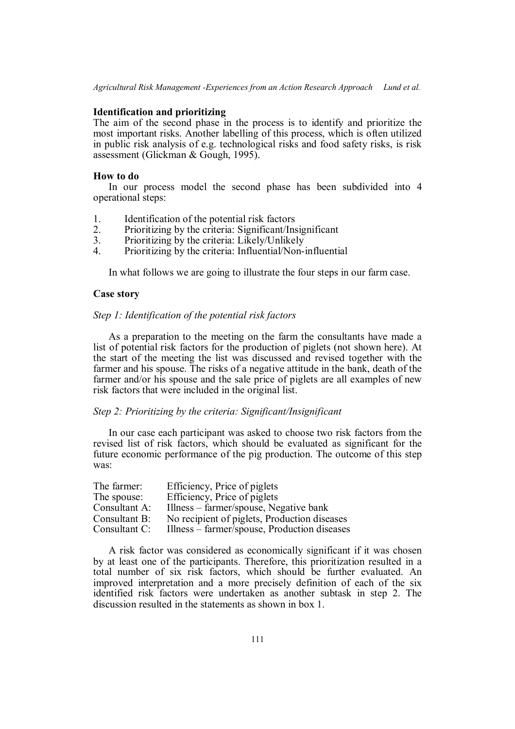### Identification and prioritizing

The aim of the second phase in the process is to identify and prioritize the most important risks. Another labelling of this process, which is often utilized in public risk analysis of e.g. technological risks and food safety risks, is risk assessment (Glickman & Gough, 1995).

### How to do

In our process model the second phase has been subdivided into 4 operational steps:

1. Identification of the potential risk factors
2. Prioritizing by the criteria: Significant/Insignificant
3. Prioritizing by the criteria: Likely/Unlikely
4. Prioritizing by the criteria: Influential/Non-influential

In what follows we are going to illustrate the four steps in our farm case.

### Case story

*Step 1: Identification of the potential risk factors*

As a preparation to the meeting on the farm the consultants have made a list of potential risk factors for the production of piglets (not shown here). At the start of the meeting the list was discussed and revised together with the farmer and his spouse. The risks of a negative attitude in the bank, death of the farmer and/or his spouse and the sale price of piglets are all examples of new risk factors that were included in the original list.

*Step 2: Prioritizing by the criteria: Significant/Insignificant*

In our case each participant was asked to choose two risk factors from the revised list of risk factors, which should be evaluated as significant for the future economic performance of the pig production. The outcome of this step was:

| | |
|---|---|
| The farmer: | Efficiency, Price of piglets |
| The spouse: | Efficiency, Price of piglets |
| Consultant A: | Illness – farmer/spouse, Negative bank |
| Consultant B: | No recipient of piglets, Production diseases |
| Consultant C: | Illness – farmer/spouse, Production diseases |

A risk factor was considered as economically significant if it was chosen by at least one of the participants. Therefore, this prioritization resulted in a total number of six risk factors, which should be further evaluated. An improved interpretation and a more precisely definition of each of the six identified risk factors were undertaken as another subtask in step 2. The discussion resulted in the statements as shown in box 1.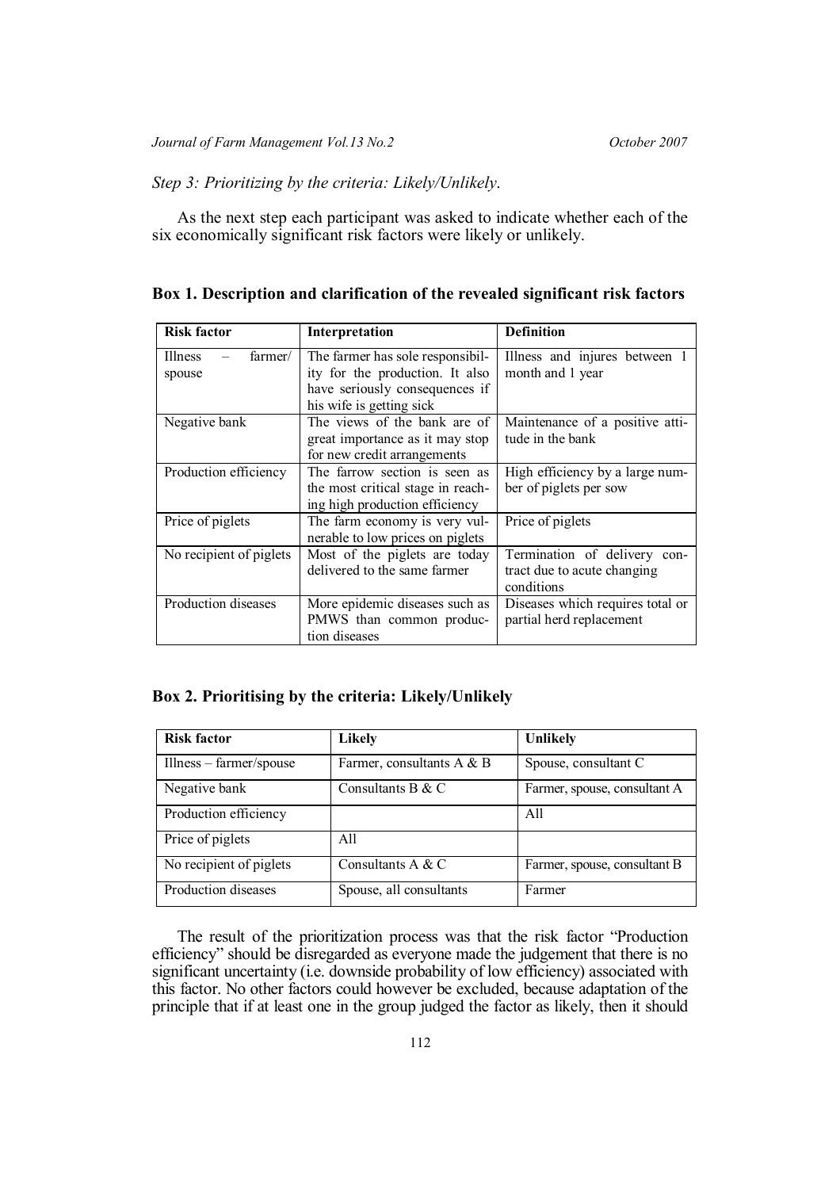*Step 3: Prioritizing by the criteria: Likely/Unlikely.*

As the next step each participant was asked to indicate whether each of the six economically significant risk factors were likely or unlikely.

**Box 1. Description and clarification of the revealed significant risk factors**

| Risk factor | Interpretation | Definition |
|---|---|---|
| Illness – farmer/ spouse | The farmer has sole responsibility for the production. It also have seriously consequences if his wife is getting sick | Illness and injures between 1 month and 1 year |
| Negative bank | The views of the bank are of great importance as it may stop for new credit arrangements | Maintenance of a positive attitude in the bank |
| Production efficiency | The farrow section is seen as the most critical stage in reaching high production efficiency | High efficiency by a large number of piglets per sow |
| Price of piglets | The farm economy is very vulnerable to low prices on piglets | Price of piglets |
| No recipient of piglets | Most of the piglets are today delivered to the same farmer | Termination of delivery contract due to acute changing conditions |
| Production diseases | More epidemic diseases such as PMWS than common production diseases | Diseases which requires total or partial herd replacement |

**Box 2. Prioritising by the criteria: Likely/Unlikely**

| Risk factor | Likely | Unlikely |
|---|---|---|
| Illness – farmer/spouse | Farmer, consultants A & B | Spouse, consultant C |
| Negative bank | Consultants B & C | Farmer, spouse, consultant A |
| Production efficiency | | All |
| Price of piglets | All | |
| No recipient of piglets | Consultants A & C | Farmer, spouse, consultant B |
| Production diseases | Spouse, all consultants | Farmer |

The result of the prioritization process was that the risk factor "Production efficiency" should be disregarded as everyone made the judgement that there is no significant uncertainty (i.e. downside probability of low efficiency) associated with this factor. No other factors could however be excluded, because adaptation of the principle that if at least one in the group judged the factor as likely, then it should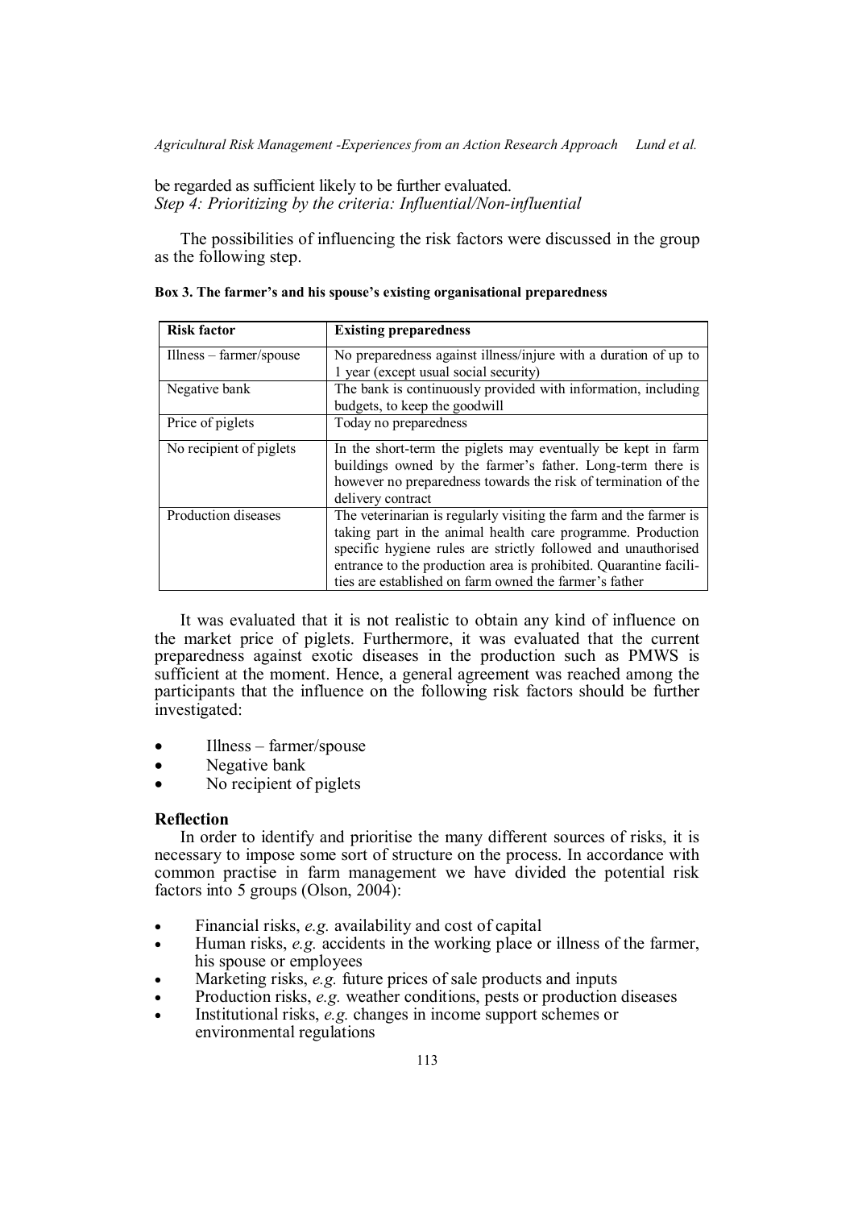be regarded as sufficient likely to be further evaluated.

*Step 4: Prioritizing by the criteria: Influential/Non-influential*

The possibilities of influencing the risk factors were discussed in the group as the following step.

**Box 3. The farmer's and his spouse's existing organisational preparedness**

| **Risk factor** | **Existing preparedness** |
|---|---|
| Illness – farmer/spouse | No preparedness against illness/injure with a duration of up to 1 year (except usual social security) |
| Negative bank | The bank is continuously provided with information, including budgets, to keep the goodwill |
| Price of piglets | Today no preparedness |
| No recipient of piglets | In the short-term the piglets may eventually be kept in farm buildings owned by the farmer's father. Long-term there is however no preparedness towards the risk of termination of the delivery contract |
| Production diseases | The veterinarian is regularly visiting the farm and the farmer is taking part in the animal health care programme. Production specific hygiene rules are strictly followed and unauthorised entrance to the production area is prohibited. Quarantine facilities are established on farm owned the farmer's father |

It was evaluated that it is not realistic to obtain any kind of influence on the market price of piglets. Furthermore, it was evaluated that the current preparedness against exotic diseases in the production such as PMWS is sufficient at the moment. Hence, a general agreement was reached among the participants that the influence on the following risk factors should be further investigated:

- Illness – farmer/spouse
- Negative bank
- No recipient of piglets

**Reflection**

In order to identify and prioritise the many different sources of risks, it is necessary to impose some sort of structure on the process. In accordance with common practise in farm management we have divided the potential risk factors into 5 groups (Olson, 2004):

- Financial risks, *e.g.* availability and cost of capital
- Human risks, *e.g.* accidents in the working place or illness of the farmer, his spouse or employees
- Marketing risks, *e.g.* future prices of sale products and inputs
- Production risks, *e.g.* weather conditions, pests or production diseases
- Institutional risks, *e.g.* changes in income support schemes or environmental regulations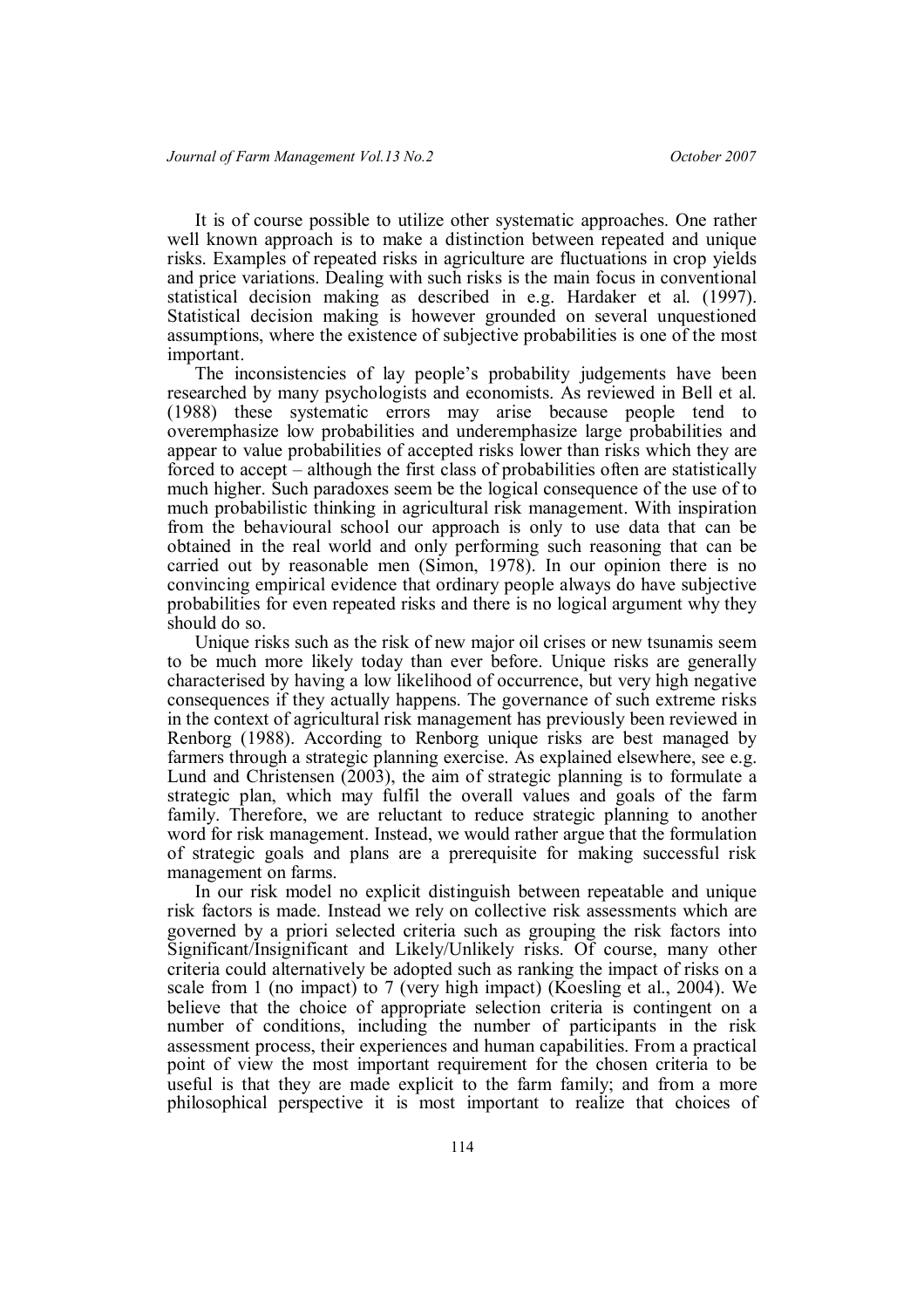It is of course possible to utilize other systematic approaches. One rather well known approach is to make a distinction between repeated and unique risks. Examples of repeated risks in agriculture are fluctuations in crop yields and price variations. Dealing with such risks is the main focus in conventional statistical decision making as described in e.g. Hardaker et al. (1997). Statistical decision making is however grounded on several unquestioned assumptions, where the existence of subjective probabilities is one of the most important.

The inconsistencies of lay people's probability judgements have been researched by many psychologists and economists. As reviewed in Bell et al. (1988) these systematic errors may arise because people tend to overemphasize low probabilities and underemphasize large probabilities and appear to value probabilities of accepted risks lower than risks which they are forced to accept – although the first class of probabilities often are statistically much higher. Such paradoxes seem be the logical consequence of the use of to much probabilistic thinking in agricultural risk management. With inspiration from the behavioural school our approach is only to use data that can be obtained in the real world and only performing such reasoning that can be carried out by reasonable men (Simon, 1978). In our opinion there is no convincing empirical evidence that ordinary people always do have subjective probabilities for even repeated risks and there is no logical argument why they should do so.

Unique risks such as the risk of new major oil crises or new tsunamis seem to be much more likely today than ever before. Unique risks are generally characterised by having a low likelihood of occurrence, but very high negative consequences if they actually happens. The governance of such extreme risks in the context of agricultural risk management has previously been reviewed in Renborg (1988). According to Renborg unique risks are best managed by farmers through a strategic planning exercise. As explained elsewhere, see e.g. Lund and Christensen (2003), the aim of strategic planning is to formulate a strategic plan, which may fulfil the overall values and goals of the farm family. Therefore, we are reluctant to reduce strategic planning to another word for risk management. Instead, we would rather argue that the formulation of strategic goals and plans are a prerequisite for making successful risk management on farms.

In our risk model no explicit distinguish between repeatable and unique risk factors is made. Instead we rely on collective risk assessments which are governed by a priori selected criteria such as grouping the risk factors into Significant/Insignificant and Likely/Unlikely risks. Of course, many other criteria could alternatively be adopted such as ranking the impact of risks on a scale from 1 (no impact) to 7 (very high impact) (Koesling et al., 2004). We believe that the choice of appropriate selection criteria is contingent on a number of conditions, including the number of participants in the risk assessment process, their experiences and human capabilities. From a practical point of view the most important requirement for the chosen criteria to be useful is that they are made explicit to the farm family; and from a more philosophical perspective it is most important to realize that choices of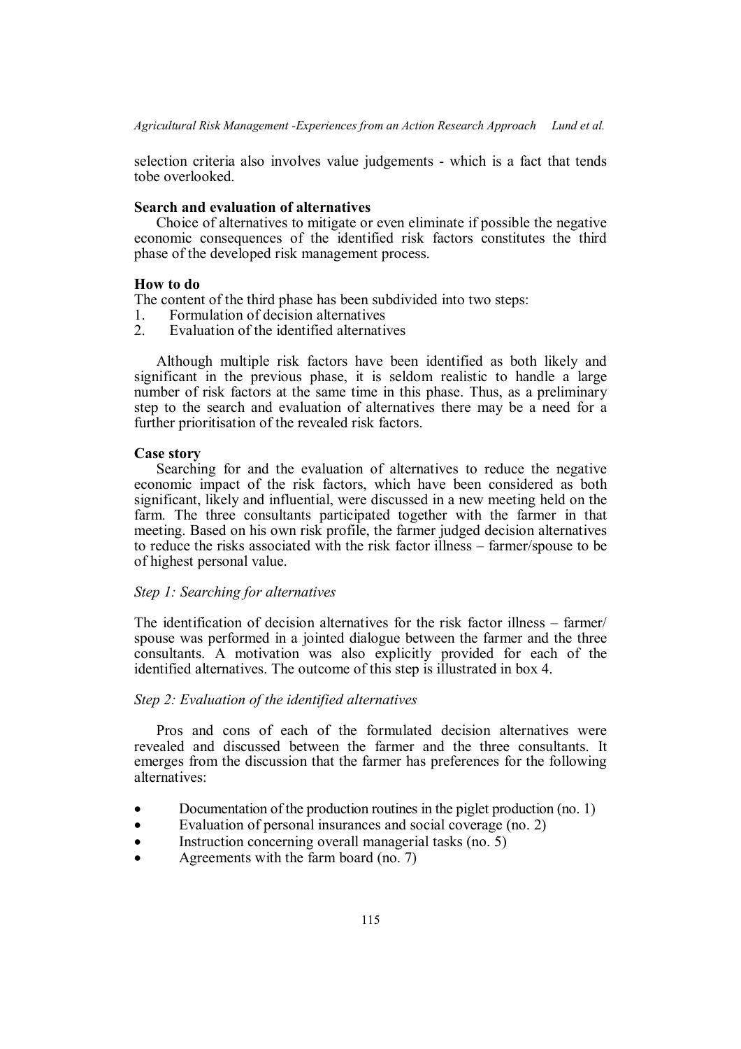selection criteria also involves value judgements - which is a fact that tends tobe overlooked.

**Search and evaluation of alternatives**

Choice of alternatives to mitigate or even eliminate if possible the negative economic consequences of the identified risk factors constitutes the third phase of the developed risk management process.

**How to do**

The content of the third phase has been subdivided into two steps:

1. Formulation of decision alternatives
2. Evaluation of the identified alternatives

Although multiple risk factors have been identified as both likely and significant in the previous phase, it is seldom realistic to handle a large number of risk factors at the same time in this phase. Thus, as a preliminary step to the search and evaluation of alternatives there may be a need for a further prioritisation of the revealed risk factors.

**Case story**

Searching for and the evaluation of alternatives to reduce the negative economic impact of the risk factors, which have been considered as both significant, likely and influential, were discussed in a new meeting held on the farm. The three consultants participated together with the farmer in that meeting. Based on his own risk profile, the farmer judged decision alternatives to reduce the risks associated with the risk factor illness – farmer/spouse to be of highest personal value.

*Step 1: Searching for alternatives*

The identification of decision alternatives for the risk factor illness – farmer/ spouse was performed in a jointed dialogue between the farmer and the three consultants. A motivation was also explicitly provided for each of the identified alternatives. The outcome of this step is illustrated in box 4.

*Step 2: Evaluation of the identified alternatives*

Pros and cons of each of the formulated decision alternatives were revealed and discussed between the farmer and the three consultants. It emerges from the discussion that the farmer has preferences for the following alternatives:

- Documentation of the production routines in the piglet production (no. 1)
- Evaluation of personal insurances and social coverage (no. 2)
- Instruction concerning overall managerial tasks (no. 5)
- Agreements with the farm board (no. 7)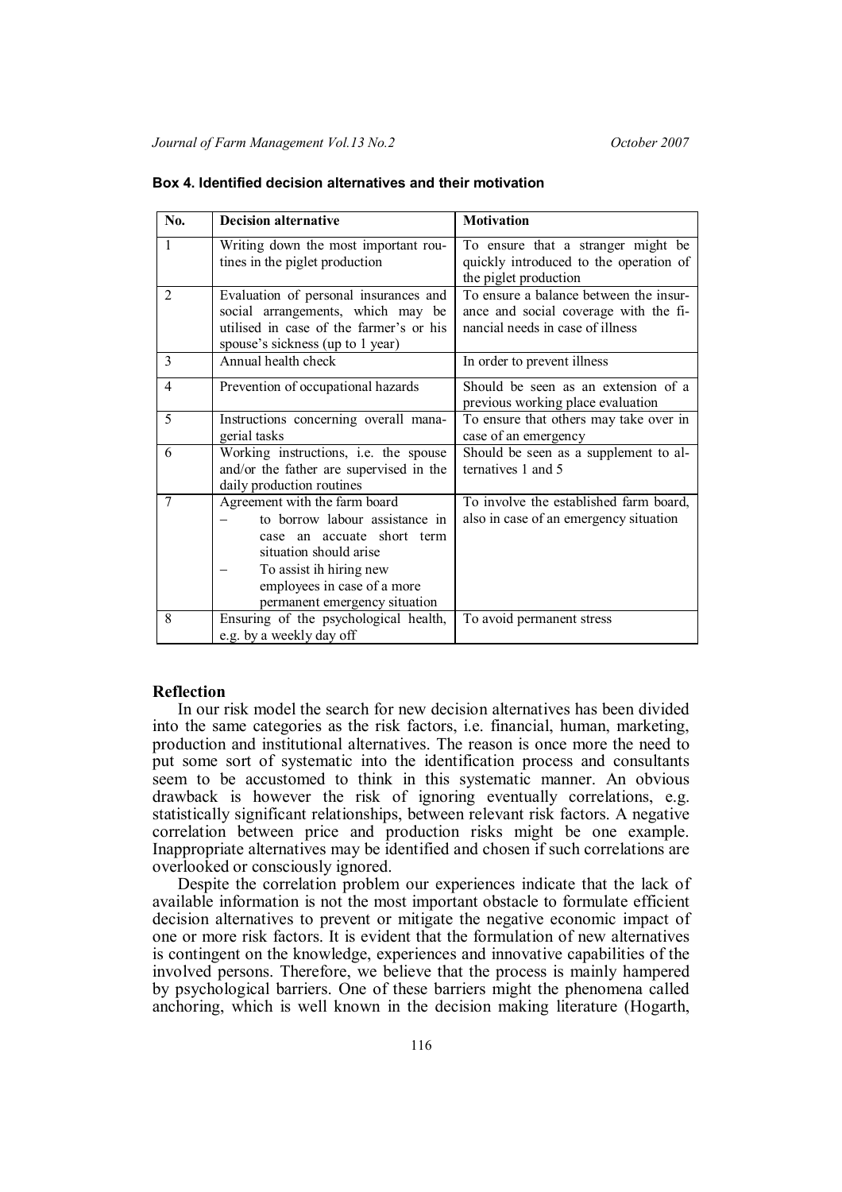**Box 4. Identified decision alternatives and their motivation**

| No. | Decision alternative | Motivation |
|---|---|---|
| 1 | Writing down the most important routines in the piglet production | To ensure that a stranger might be quickly introduced to the operation of the piglet production |
| 2 | Evaluation of personal insurances and social arrangements, which may be utilised in case of the farmer's or his spouse's sickness (up to 1 year) | To ensure a balance between the insurance and social coverage with the financial needs in case of illness |
| 3 | Annual health check | In order to prevent illness |
| 4 | Prevention of occupational hazards | Should be seen as an extension of a previous working place evaluation |
| 5 | Instructions concerning overall managerial tasks | To ensure that others may take over in case of an emergency |
| 6 | Working instructions, i.e. the spouse and/or the father are supervised in the daily production routines | Should be seen as a supplement to alternatives 1 and 5 |
| 7 | Agreement with the farm board<br>– to borrow labour assistance in case an accuate short term situation should arise<br>– To assist ih hiring new employees in case of a more permanent emergency situation | To involve the established farm board, also in case of an emergency situation |
| 8 | Ensuring of the psychological health, e.g. by a weekly day off | To avoid permanent stress |

## Reflection

In our risk model the search for new decision alternatives has been divided into the same categories as the risk factors, i.e. financial, human, marketing, production and institutional alternatives. The reason is once more the need to put some sort of systematic into the identification process and consultants seem to be accustomed to think in this systematic manner. An obvious drawback is however the risk of ignoring eventually correlations, e.g. statistically significant relationships, between relevant risk factors. A negative correlation between price and production risks might be one example. Inappropriate alternatives may be identified and chosen if such correlations are overlooked or consciously ignored.

Despite the correlation problem our experiences indicate that the lack of available information is not the most important obstacle to formulate efficient decision alternatives to prevent or mitigate the negative economic impact of one or more risk factors. It is evident that the formulation of new alternatives is contingent on the knowledge, experiences and innovative capabilities of the involved persons. Therefore, we believe that the process is mainly hampered by psychological barriers. One of these barriers might the phenomena called anchoring, which is well known in the decision making literature (Hogarth,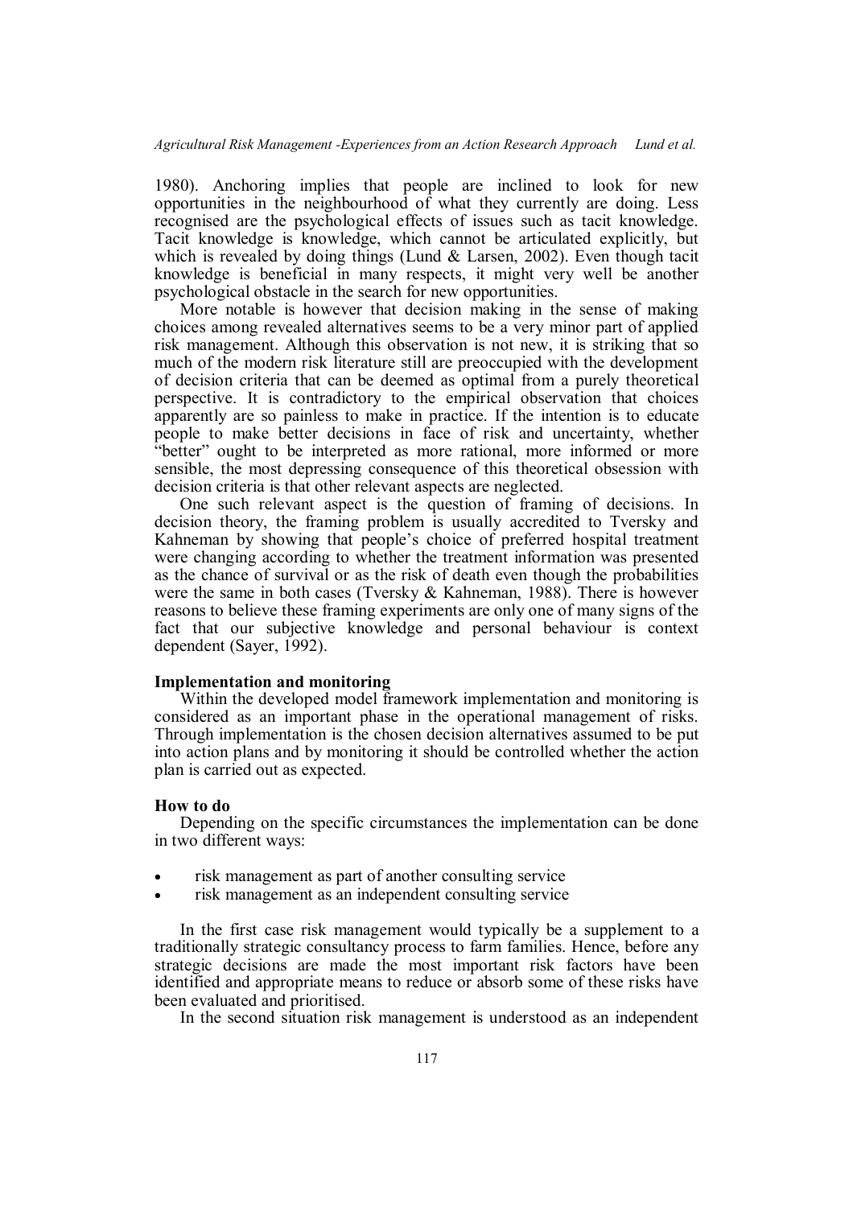1980). Anchoring implies that people are inclined to look for new opportunities in the neighbourhood of what they currently are doing. Less recognised are the psychological effects of issues such as tacit knowledge. Tacit knowledge is knowledge, which cannot be articulated explicitly, but which is revealed by doing things (Lund & Larsen, 2002). Even though tacit knowledge is beneficial in many respects, it might very well be another psychological obstacle in the search for new opportunities.

More notable is however that decision making in the sense of making choices among revealed alternatives seems to be a very minor part of applied risk management. Although this observation is not new, it is striking that so much of the modern risk literature still are preoccupied with the development of decision criteria that can be deemed as optimal from a purely theoretical perspective. It is contradictory to the empirical observation that choices apparently are so painless to make in practice. If the intention is to educate people to make better decisions in face of risk and uncertainty, whether "better" ought to be interpreted as more rational, more informed or more sensible, the most depressing consequence of this theoretical obsession with decision criteria is that other relevant aspects are neglected.

One such relevant aspect is the question of framing of decisions. In decision theory, the framing problem is usually accredited to Tversky and Kahneman by showing that people's choice of preferred hospital treatment were changing according to whether the treatment information was presented as the chance of survival or as the risk of death even though the probabilities were the same in both cases (Tversky & Kahneman, 1988). There is however reasons to believe these framing experiments are only one of many signs of the fact that our subjective knowledge and personal behaviour is context dependent (Sayer, 1992).

**Implementation and monitoring**

Within the developed model framework implementation and monitoring is considered as an important phase in the operational management of risks. Through implementation is the chosen decision alternatives assumed to be put into action plans and by monitoring it should be controlled whether the action plan is carried out as expected.

**How to do**

Depending on the specific circumstances the implementation can be done in two different ways:

- risk management as part of another consulting service
- risk management as an independent consulting service

In the first case risk management would typically be a supplement to a traditionally strategic consultancy process to farm families. Hence, before any strategic decisions are made the most important risk factors have been identified and appropriate means to reduce or absorb some of these risks have been evaluated and prioritised.

In the second situation risk management is understood as an independent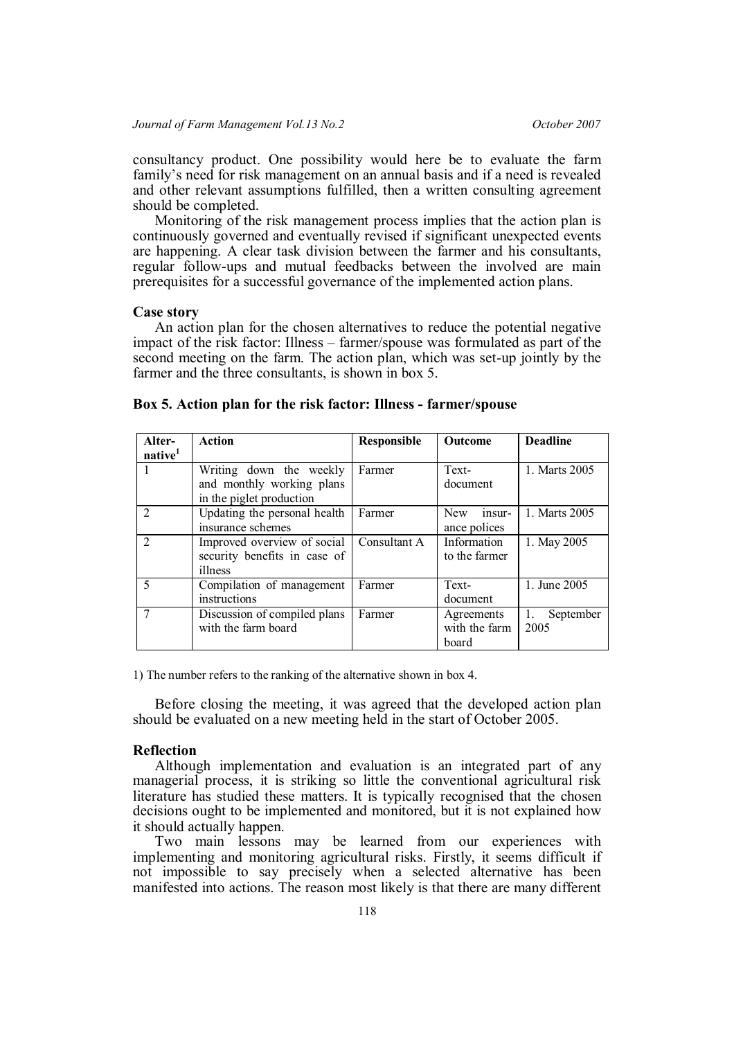consultancy product. One possibility would here be to evaluate the farm family's need for risk management on an annual basis and if a need is revealed and other relevant assumptions fulfilled, then a written consulting agreement should be completed.

Monitoring of the risk management process implies that the action plan is continuously governed and eventually revised if significant unexpected events are happening. A clear task division between the farmer and his consultants, regular follow-ups and mutual feedbacks between the involved are main prerequisites for a successful governance of the implemented action plans.

**Case story**

An action plan for the chosen alternatives to reduce the potential negative impact of the risk factor: Illness – farmer/spouse was formulated as part of the second meeting on the farm. The action plan, which was set-up jointly by the farmer and the three consultants, is shown in box 5.

**Box 5. Action plan for the risk factor: Illness - farmer/spouse**

| Alternative[1] | Action | Responsible | Outcome | Deadline |
|---|---|---|---|---|
| 1 | Writing down the weekly and monthly working plans in the piglet production | Farmer | Text-document | 1. Marts 2005 |
| 2 | Updating the personal health insurance schemes | Farmer | New insurance polices | 1. Marts 2005 |
| 2 | Improved overview of social security benefits in case of illness | Consultant A | Information to the farmer | 1. May 2005 |
| 5 | Compilation of management instructions | Farmer | Text-document | 1. June 2005 |
| 7 | Discussion of compiled plans with the farm board | Farmer | Agreements with the farm board | 1. September 2005 |

1) The number refers to the ranking of the alternative shown in box 4.

Before closing the meeting, it was agreed that the developed action plan should be evaluated on a new meeting held in the start of October 2005.

**Reflection**

Although implementation and evaluation is an integrated part of any managerial process, it is striking so little the conventional agricultural risk literature has studied these matters. It is typically recognised that the chosen decisions ought to be implemented and monitored, but it is not explained how it should actually happen.

Two main lessons may be learned from our experiences with implementing and monitoring agricultural risks. Firstly, it seems difficult if not impossible to say precisely when a selected alternative has been manifested into actions. The reason most likely is that there are many different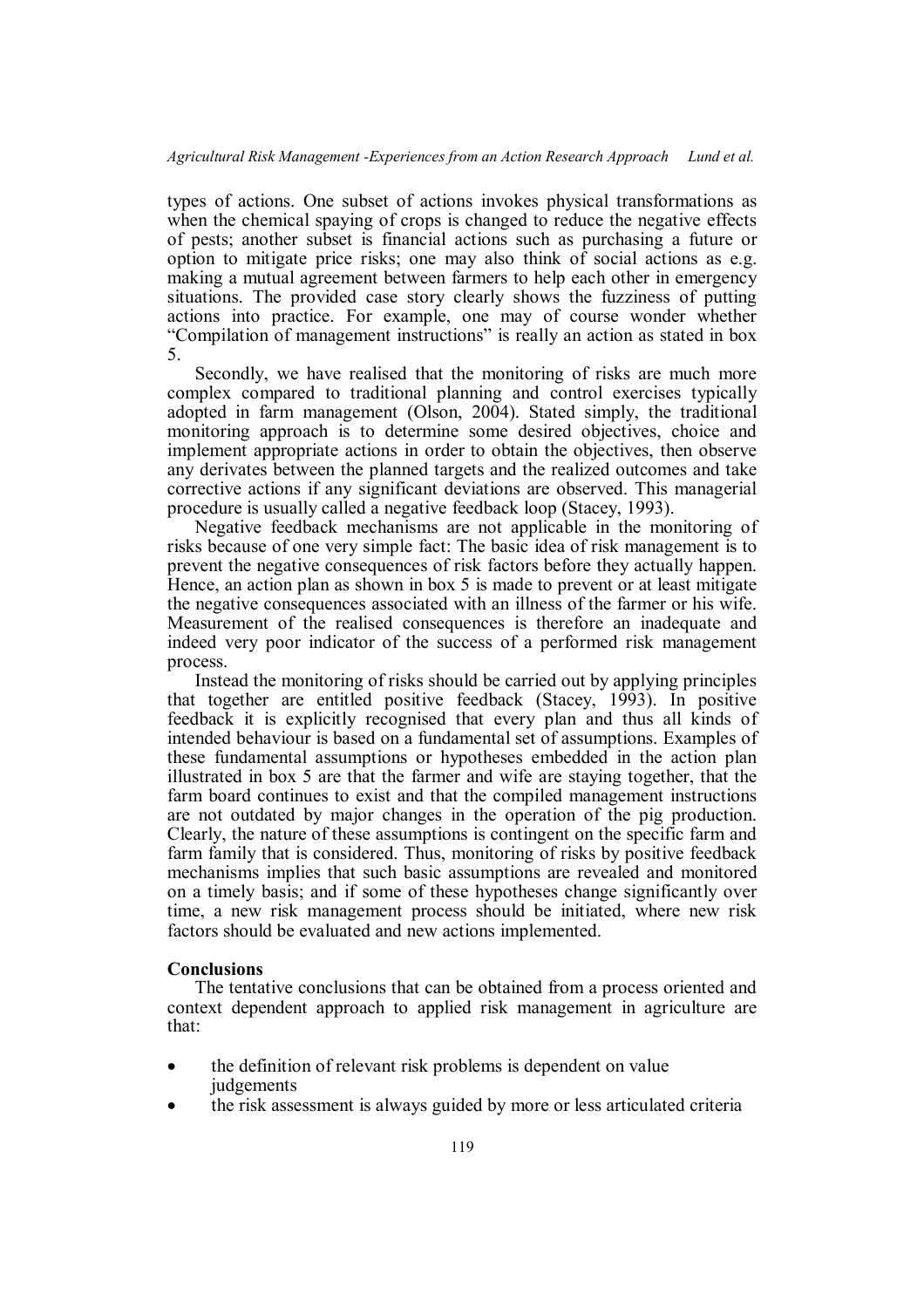types of actions. One subset of actions invokes physical transformations as when the chemical spaying of crops is changed to reduce the negative effects of pests; another subset is financial actions such as purchasing a future or option to mitigate price risks; one may also think of social actions as e.g. making a mutual agreement between farmers to help each other in emergency situations. The provided case story clearly shows the fuzziness of putting actions into practice. For example, one may of course wonder whether "Compilation of management instructions" is really an action as stated in box 5.

Secondly, we have realised that the monitoring of risks are much more complex compared to traditional planning and control exercises typically adopted in farm management (Olson, 2004). Stated simply, the traditional monitoring approach is to determine some desired objectives, choice and implement appropriate actions in order to obtain the objectives, then observe any derivates between the planned targets and the realized outcomes and take corrective actions if any significant deviations are observed. This managerial procedure is usually called a negative feedback loop (Stacey, 1993).

Negative feedback mechanisms are not applicable in the monitoring of risks because of one very simple fact: The basic idea of risk management is to prevent the negative consequences of risk factors before they actually happen. Hence, an action plan as shown in box 5 is made to prevent or at least mitigate the negative consequences associated with an illness of the farmer or his wife. Measurement of the realised consequences is therefore an inadequate and indeed very poor indicator of the success of a performed risk management process.

Instead the monitoring of risks should be carried out by applying principles that together are entitled positive feedback (Stacey, 1993). In positive feedback it is explicitly recognised that every plan and thus all kinds of intended behaviour is based on a fundamental set of assumptions. Examples of these fundamental assumptions or hypotheses embedded in the action plan illustrated in box 5 are that the farmer and wife are staying together, that the farm board continues to exist and that the compiled management instructions are not outdated by major changes in the operation of the pig production. Clearly, the nature of these assumptions is contingent on the specific farm and farm family that is considered. Thus, monitoring of risks by positive feedback mechanisms implies that such basic assumptions are revealed and monitored on a timely basis; and if some of these hypotheses change significantly over time, a new risk management process should be initiated, where new risk factors should be evaluated and new actions implemented.

## Conclusions

The tentative conclusions that can be obtained from a process oriented and context dependent approach to applied risk management in agriculture are that:

- the definition of relevant risk problems is dependent on value judgements
- the risk assessment is always guided by more or less articulated criteria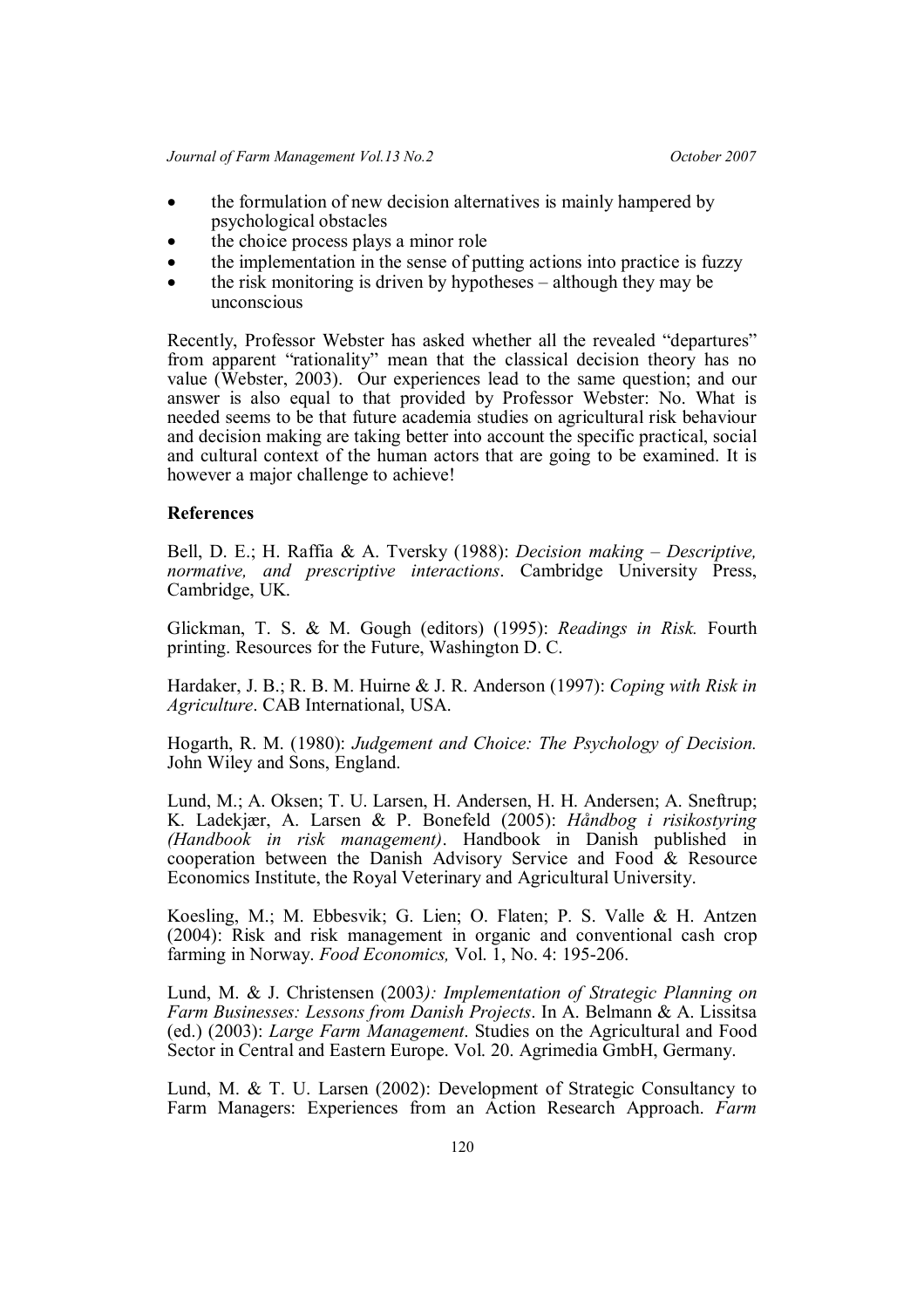- the formulation of new decision alternatives is mainly hampered by psychological obstacles
- the choice process plays a minor role
- the implementation in the sense of putting actions into practice is fuzzy
- the risk monitoring is driven by hypotheses – although they may be unconscious

Recently, Professor Webster has asked whether all the revealed "departures" from apparent "rationality" mean that the classical decision theory has no value (Webster, 2003). Our experiences lead to the same question; and our answer is also equal to that provided by Professor Webster: No. What is needed seems to be that future academia studies on agricultural risk behaviour and decision making are taking better into account the specific practical, social and cultural context of the human actors that are going to be examined. It is however a major challenge to achieve!

**References**

Bell, D. E.; H. Raffia & A. Tversky (1988): *Decision making – Descriptive, normative, and prescriptive interactions*. Cambridge University Press, Cambridge, UK.

Glickman, T. S. & M. Gough (editors) (1995): *Readings in Risk.* Fourth printing. Resources for the Future, Washington D. C.

Hardaker, J. B.; R. B. M. Huirne & J. R. Anderson (1997): *Coping with Risk in Agriculture*. CAB International, USA.

Hogarth, R. M. (1980): *Judgement and Choice: The Psychology of Decision.* John Wiley and Sons, England.

Lund, M.; A. Oksen; T. U. Larsen, H. Andersen, H. H. Andersen; A. Sneftrup; K. Ladekjær, A. Larsen & P. Bonefeld (2005): *Håndbog i risikostyring (Handbook in risk management)*. Handbook in Danish published in cooperation between the Danish Advisory Service and Food & Resource Economics Institute, the Royal Veterinary and Agricultural University.

Koesling, M.; M. Ebbesvik; G. Lien; O. Flaten; P. S. Valle & H. Antzen (2004): Risk and risk management in organic and conventional cash crop farming in Norway. *Food Economics,* Vol. 1, No. 4: 195-206.

Lund, M. & J. Christensen (2003*): Implementation of Strategic Planning on Farm Businesses: Lessons from Danish Projects*. In A. Belmann & A. Lissitsa (ed.) (2003): *Large Farm Management*. Studies on the Agricultural and Food Sector in Central and Eastern Europe. Vol. 20. Agrimedia GmbH, Germany.

Lund, M. & T. U. Larsen (2002): Development of Strategic Consultancy to Farm Managers: Experiences from an Action Research Approach. *Farm*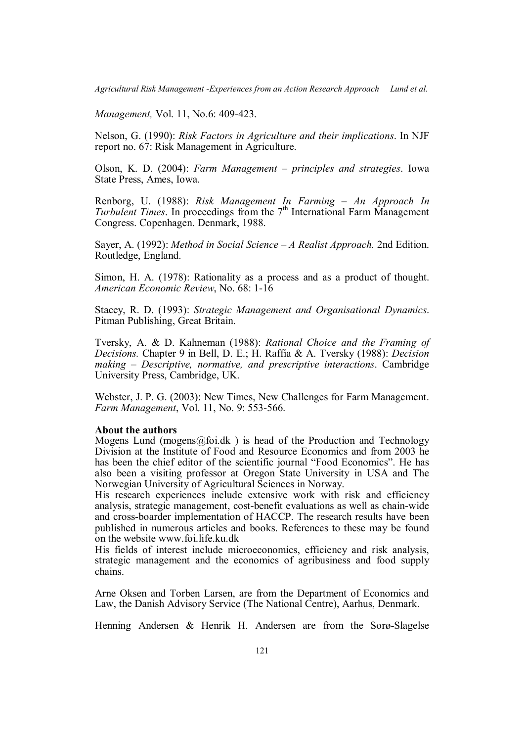*Management,* Vol. 11, No.6: 409-423.

Nelson, G. (1990): *Risk Factors in Agriculture and their implications*. In NJF report no. 67: Risk Management in Agriculture.

Olson, K. D. (2004): *Farm Management – principles and strategies*. Iowa State Press, Ames, Iowa.

Renborg, U. (1988): *Risk Management In Farming – An Approach In Turbulent Times*. In proceedings from the 7th International Farm Management Congress. Copenhagen. Denmark, 1988.

Sayer, A. (1992): *Method in Social Science – A Realist Approach.* 2nd Edition. Routledge, England.

Simon, H. A. (1978): Rationality as a process and as a product of thought. *American Economic Review*, No. 68: 1-16

Stacey, R. D. (1993): *Strategic Management and Organisational Dynamics*. Pitman Publishing, Great Britain.

Tversky, A. & D. Kahneman (1988): *Rational Choice and the Framing of Decisions.* Chapter 9 in Bell, D. E.; H. Raffia & A. Tversky (1988): *Decision making – Descriptive, normative, and prescriptive interactions*. Cambridge University Press, Cambridge, UK.

Webster, J. P. G. (2003): New Times, New Challenges for Farm Management. *Farm Management*, Vol. 11, No. 9: 553-566.

**About the authors**

Mogens Lund (mogens@foi.dk ) is head of the Production and Technology Division at the Institute of Food and Resource Economics and from 2003 he has been the chief editor of the scientific journal "Food Economics". He has also been a visiting professor at Oregon State University in USA and The Norwegian University of Agricultural Sciences in Norway.

His research experiences include extensive work with risk and efficiency analysis, strategic management, cost-benefit evaluations as well as chain-wide and cross-boarder implementation of HACCP. The research results have been published in numerous articles and books. References to these may be found on the website www.foi.life.ku.dk

His fields of interest include microeconomics, efficiency and risk analysis, strategic management and the economics of agribusiness and food supply chains.

Arne Oksen and Torben Larsen, are from the Department of Economics and Law, the Danish Advisory Service (The National Centre), Aarhus, Denmark.

Henning Andersen & Henrik H. Andersen are from the Sorø-Slagelse